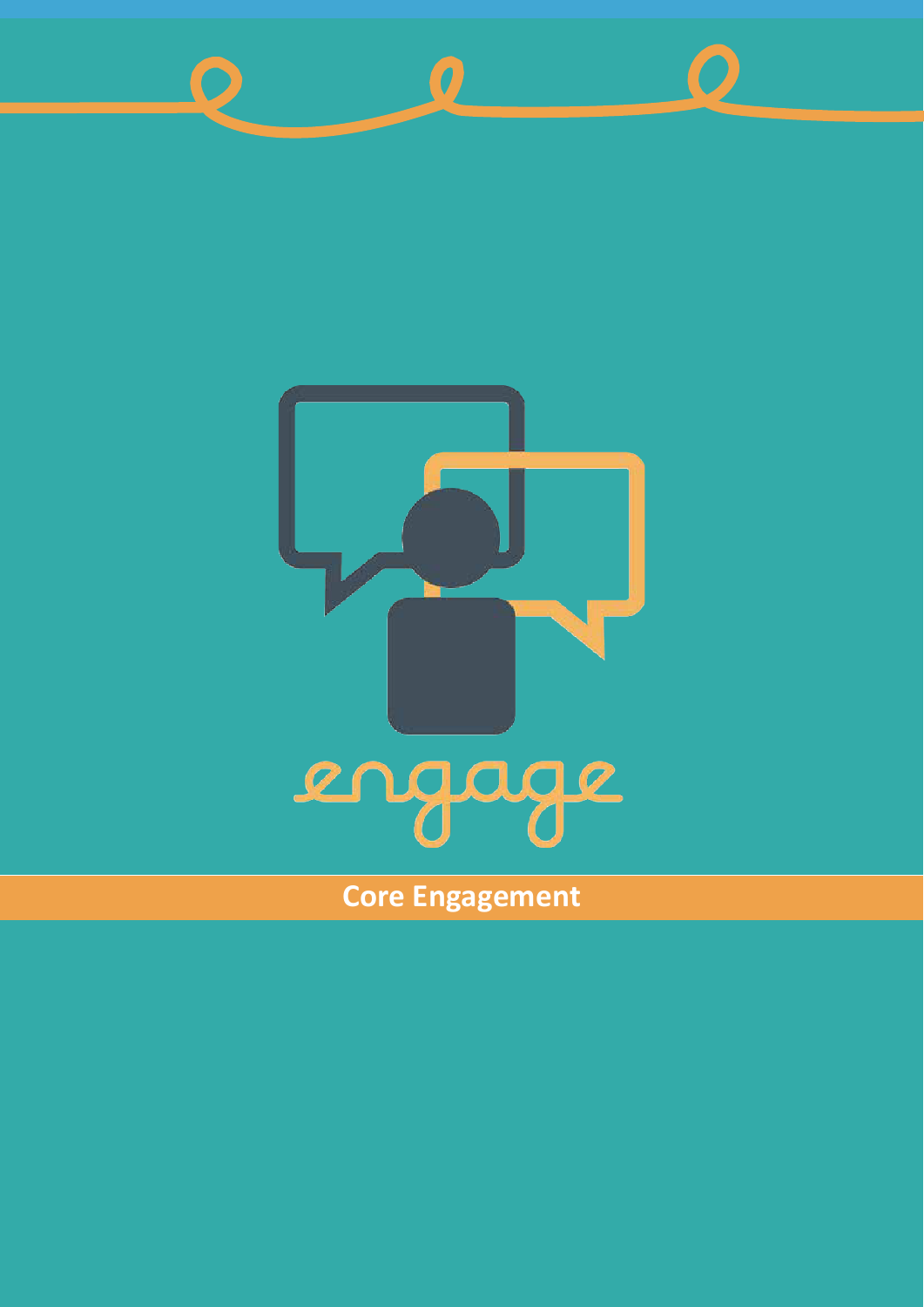engage

# Core Engagement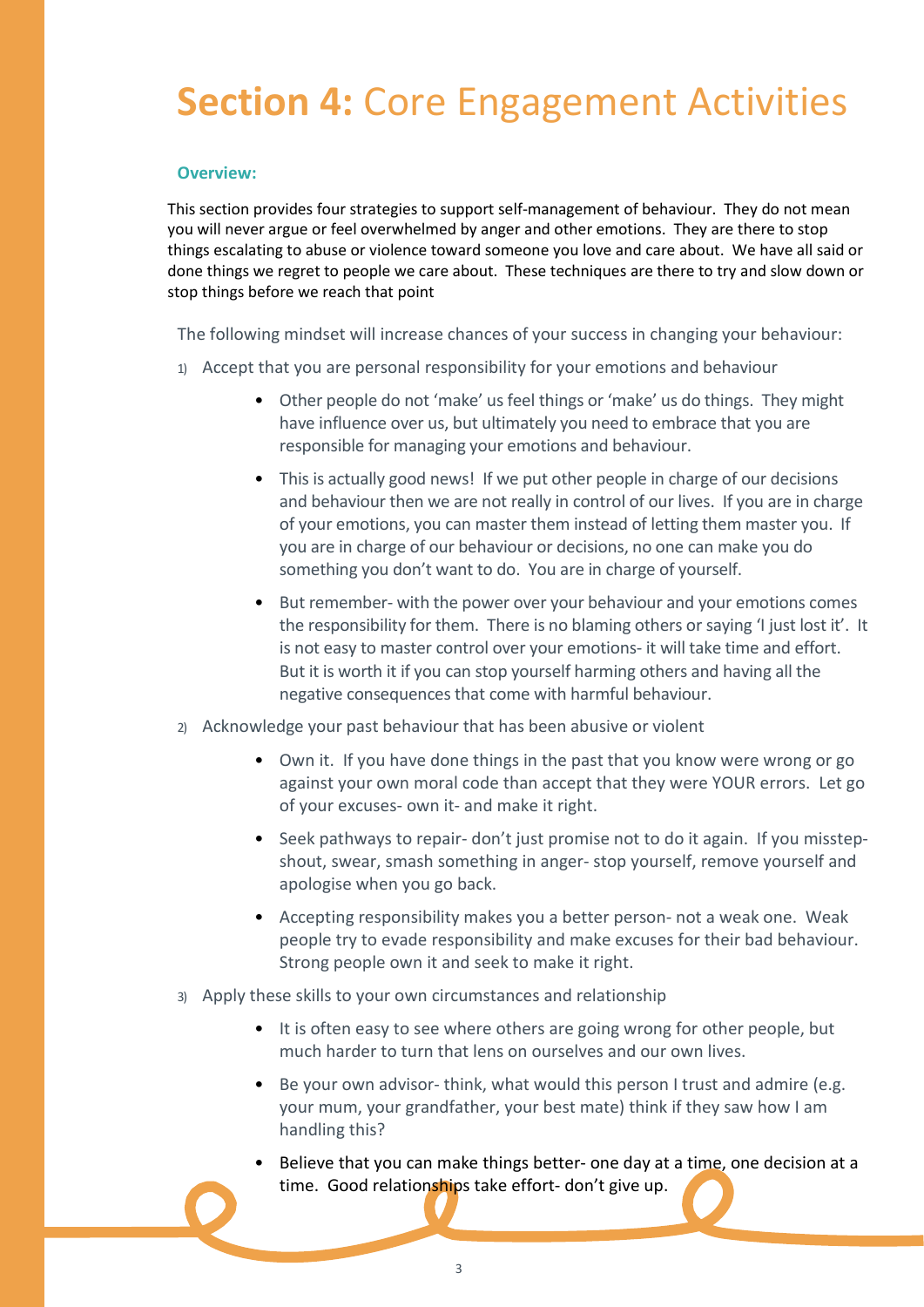# **Section 4:** Core Engagement Activities

**Overview:**

This section provides four strategies to support self-management of behaviour. They do not mean you will never argue or feel overwhelmed by anger and other emotions. They are there to stop things escalating to abuse or violence toward someone you love and care about. We have all said or done things we regret to people we care about. These techniques are there to try and slow down or stop things before we reach that point

The following mindset will increase chances of your success in changing your behaviour:

1) Accept that you are personal responsibility for your emotions and behaviour
   - Other people do not 'make' us feel things or 'make' us do things. They might have influence over us, but ultimately you need to embrace that you are responsible for managing your emotions and behaviour.
   - This is actually good news! If we put other people in charge of our decisions and behaviour then we are not really in control of our lives. If you are in charge of your emotions, you can master them instead of letting them master you. If you are in charge of our behaviour or decisions, no one can make you do something you don't want to do. You are in charge of yourself.
   - But remember- with the power over your behaviour and your emotions comes the responsibility for them. There is no blaming others or saying 'I just lost it'. It is not easy to master control over your emotions- it will take time and effort. But it is worth it if you can stop yourself harming others and having all the negative consequences that come with harmful behaviour.
2) Acknowledge your past behaviour that has been abusive or violent
   - Own it. If you have done things in the past that you know were wrong or go against your own moral code than accept that they were YOUR errors. Let go of your excuses- own it- and make it right.
   - Seek pathways to repair- don't just promise not to do it again. If you misstep- shout, swear, smash something in anger- stop yourself, remove yourself and apologise when you go back.
   - Accepting responsibility makes you a better person- not a weak one. Weak people try to evade responsibility and make excuses for their bad behaviour. Strong people own it and seek to make it right.
3) Apply these skills to your own circumstances and relationship
   - It is often easy to see where others are going wrong for other people, but much harder to turn that lens on ourselves and our own lives.
   - Be your own advisor- think, what would this person I trust and admire (e.g. your mum, your grandfather, your best mate) think if they saw how I am handling this?
   - Believe that you can make things better- one day at a time, one decision at a time. Good relationships take effort- don't give up.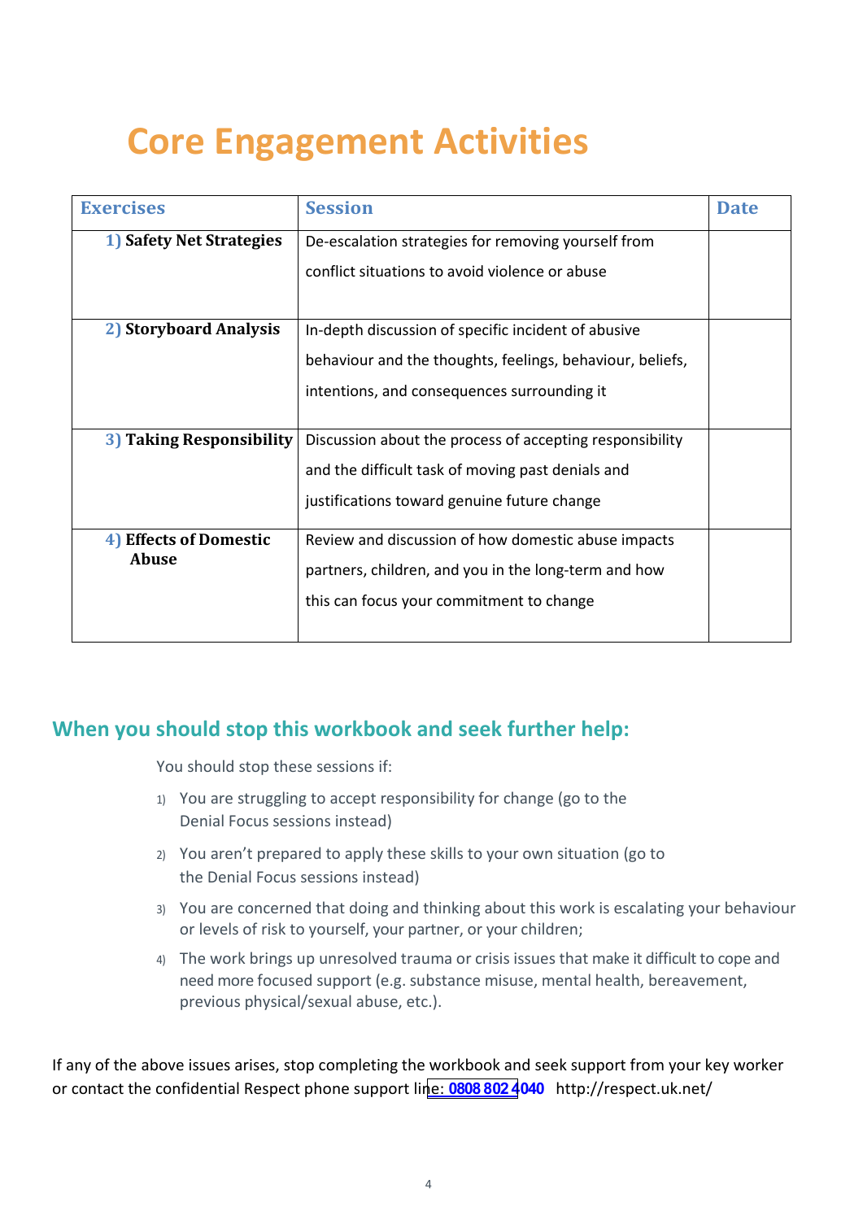# Core Engagement Activities

| Exercises | Session | Date |
|---|---|---|
| 1) **Safety Net Strategies** | De-escalation strategies for removing yourself from conflict situations to avoid violence or abuse | |
| 2) **Storyboard Analysis** | In-depth discussion of specific incident of abusive behaviour and the thoughts, feelings, behaviour, beliefs, intentions, and consequences surrounding it | |
| 3) **Taking Responsibility** | Discussion about the process of accepting responsibility and the difficult task of moving past denials and justifications toward genuine future change | |
| 4) **Effects of Domestic Abuse** | Review and discussion of how domestic abuse impacts partners, children, and you in the long-term and how this can focus your commitment to change | |

## When you should stop this workbook and seek further help:

You should stop these sessions if:

1) You are struggling to accept responsibility for change (go to the Denial Focus sessions instead)
2) You aren't prepared to apply these skills to your own situation (go to the Denial Focus sessions instead)
3) You are concerned that doing and thinking about this work is escalating your behaviour or levels of risk to yourself, your partner, or your children;
4) The work brings up unresolved trauma or crisis issues that make it difficult to cope and need more focused support (e.g. substance misuse, mental health, bereavement, previous physical/sexual abuse, etc.).

If any of the above issues arises, stop completing the workbook and seek support from your key worker or contact the confidential Respect phone support line: **0808 802 4040** http://respect.uk.net/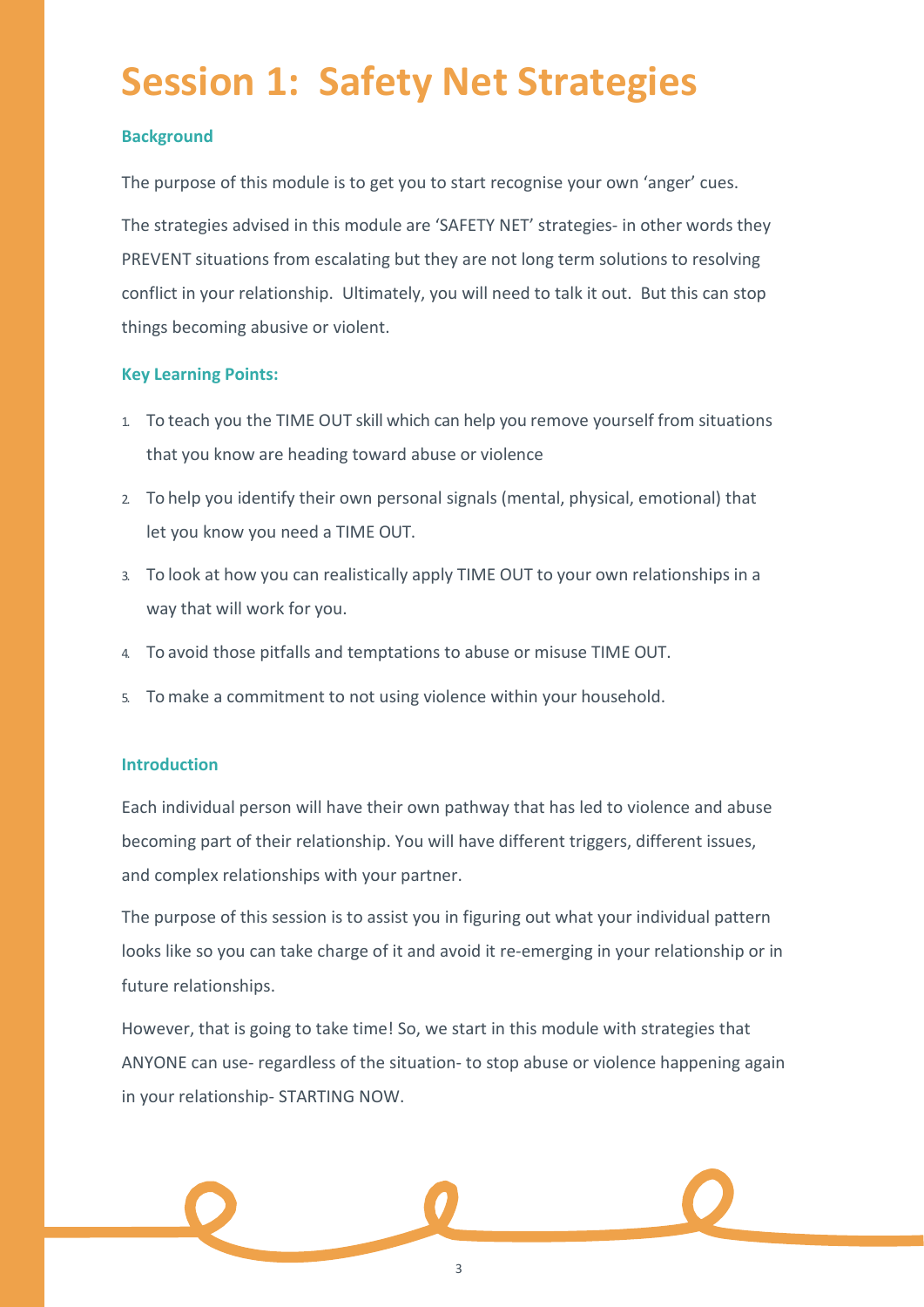# Session 1: Safety Net Strategies

### Background

The purpose of this module is to get you to start recognise your own 'anger' cues.

The strategies advised in this module are 'SAFETY NET' strategies- in other words they PREVENT situations from escalating but they are not long term solutions to resolving conflict in your relationship. Ultimately, you will need to talk it out. But this can stop things becoming abusive or violent.

### Key Learning Points:

1. To teach you the TIME OUT skill which can help you remove yourself from situations that you know are heading toward abuse or violence
2. To help you identify their own personal signals (mental, physical, emotional) that let you know you need a TIME OUT.
3. To look at how you can realistically apply TIME OUT to your own relationships in a way that will work for you.
4. To avoid those pitfalls and temptations to abuse or misuse TIME OUT.
5. To make a commitment to not using violence within your household.

### Introduction

Each individual person will have their own pathway that has led to violence and abuse becoming part of their relationship. You will have different triggers, different issues, and complex relationships with your partner.

The purpose of this session is to assist you in figuring out what your individual pattern looks like so you can take charge of it and avoid it re-emerging in your relationship or in future relationships.

However, that is going to take time! So, we start in this module with strategies that ANYONE can use- regardless of the situation- to stop abuse or violence happening again in your relationship- STARTING NOW.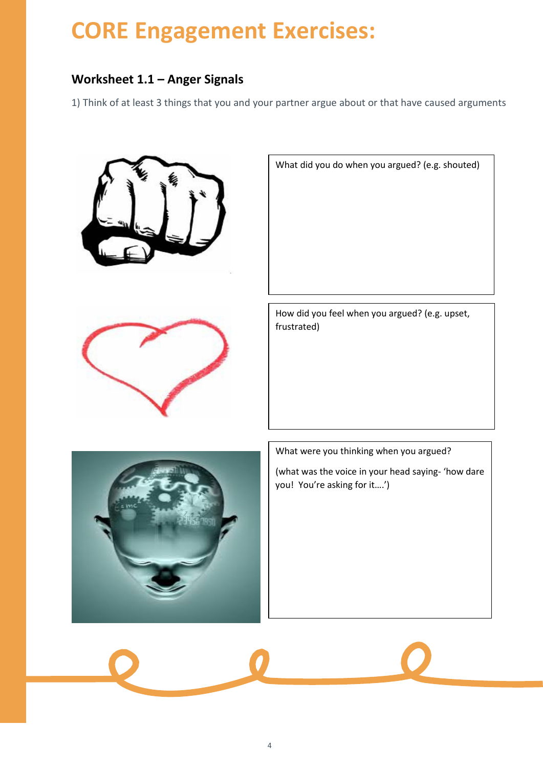# CORE Engagement Exercises:

## Worksheet 1.1 – Anger Signals

1) Think of at least 3 things that you and your partner argue about or that have caused arguments

What did you do when you argued? (e.g. shouted)

How did you feel when you argued? (e.g. upset, frustrated)

What were you thinking when you argued?

(what was the voice in your head saying- 'how dare you! You're asking for it….')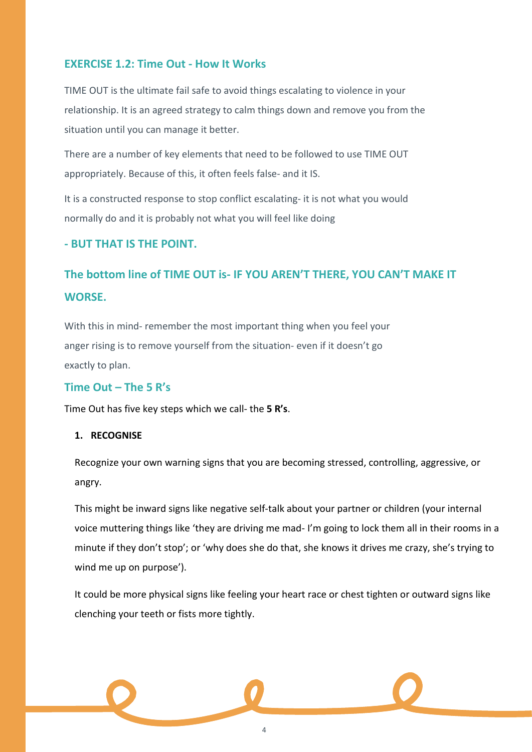## EXERCISE 1.2: Time Out - How It Works

TIME OUT is the ultimate fail safe to avoid things escalating to violence in your relationship. It is an agreed strategy to calm things down and remove you from the situation until you can manage it better.

There are a number of key elements that need to be followed to use TIME OUT appropriately. Because of this, it often feels false- and it IS.

It is a constructed response to stop conflict escalating- it is not what you would normally do and it is probably not what you will feel like doing

**- BUT THAT IS THE POINT.**

## The bottom line of TIME OUT is- IF YOU AREN'T THERE, YOU CAN'T MAKE IT WORSE.

With this in mind- remember the most important thing when you feel your anger rising is to remove yourself from the situation- even if it doesn't go exactly to plan.

### Time Out – The 5 R's

Time Out has five key steps which we call- the **5 R's**.

1. **RECOGNISE**

   Recognize your own warning signs that you are becoming stressed, controlling, aggressive, or angry.

   This might be inward signs like negative self-talk about your partner or children (your internal voice muttering things like 'they are driving me mad- I'm going to lock them all in their rooms in a minute if they don't stop'; or 'why does she do that, she knows it drives me crazy, she's trying to wind me up on purpose').

   It could be more physical signs like feeling your heart race or chest tighten or outward signs like clenching your teeth or fists more tightly.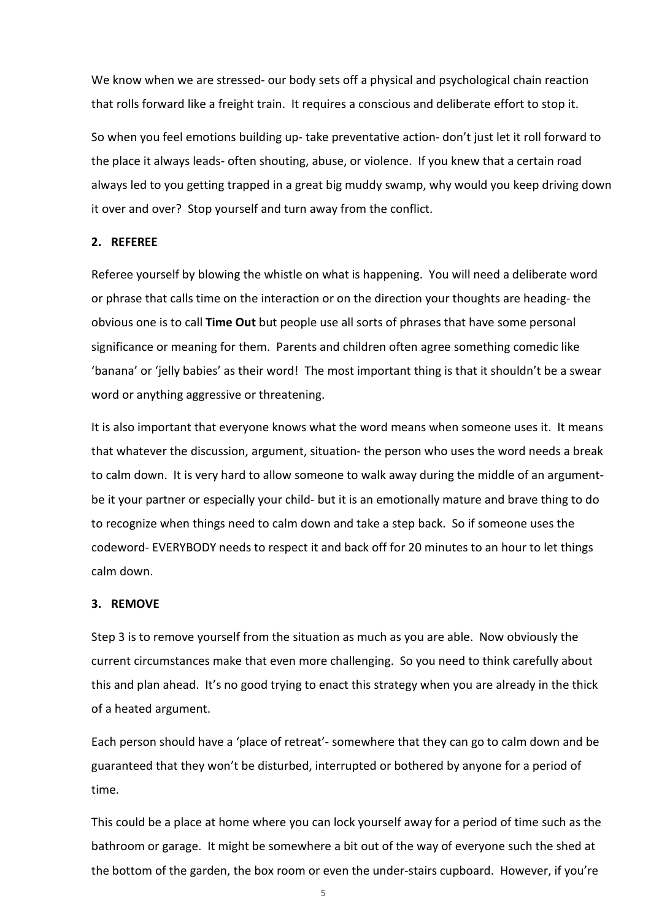We know when we are stressed- our body sets off a physical and psychological chain reaction that rolls forward like a freight train. It requires a conscious and deliberate effort to stop it.

So when you feel emotions building up- take preventative action- don't just let it roll forward to the place it always leads- often shouting, abuse, or violence. If you knew that a certain road always led to you getting trapped in a great big muddy swamp, why would you keep driving down it over and over? Stop yourself and turn away from the conflict.

## 2. REFEREE

Referee yourself by blowing the whistle on what is happening. You will need a deliberate word or phrase that calls time on the interaction or on the direction your thoughts are heading- the obvious one is to call **Time Out** but people use all sorts of phrases that have some personal significance or meaning for them. Parents and children often agree something comedic like 'banana' or 'jelly babies' as their word! The most important thing is that it shouldn't be a swear word or anything aggressive or threatening.

It is also important that everyone knows what the word means when someone uses it. It means that whatever the discussion, argument, situation- the person who uses the word needs a break to calm down. It is very hard to allow someone to walk away during the middle of an argument- be it your partner or especially your child- but it is an emotionally mature and brave thing to do to recognize when things need to calm down and take a step back. So if someone uses the codeword- EVERYBODY needs to respect it and back off for 20 minutes to an hour to let things calm down.

## 3. REMOVE

Step 3 is to remove yourself from the situation as much as you are able. Now obviously the current circumstances make that even more challenging. So you need to think carefully about this and plan ahead. It's no good trying to enact this strategy when you are already in the thick of a heated argument.

Each person should have a 'place of retreat'- somewhere that they can go to calm down and be guaranteed that they won't be disturbed, interrupted or bothered by anyone for a period of time.

This could be a place at home where you can lock yourself away for a period of time such as the bathroom or garage. It might be somewhere a bit out of the way of everyone such the shed at the bottom of the garden, the box room or even the under-stairs cupboard. However, if you're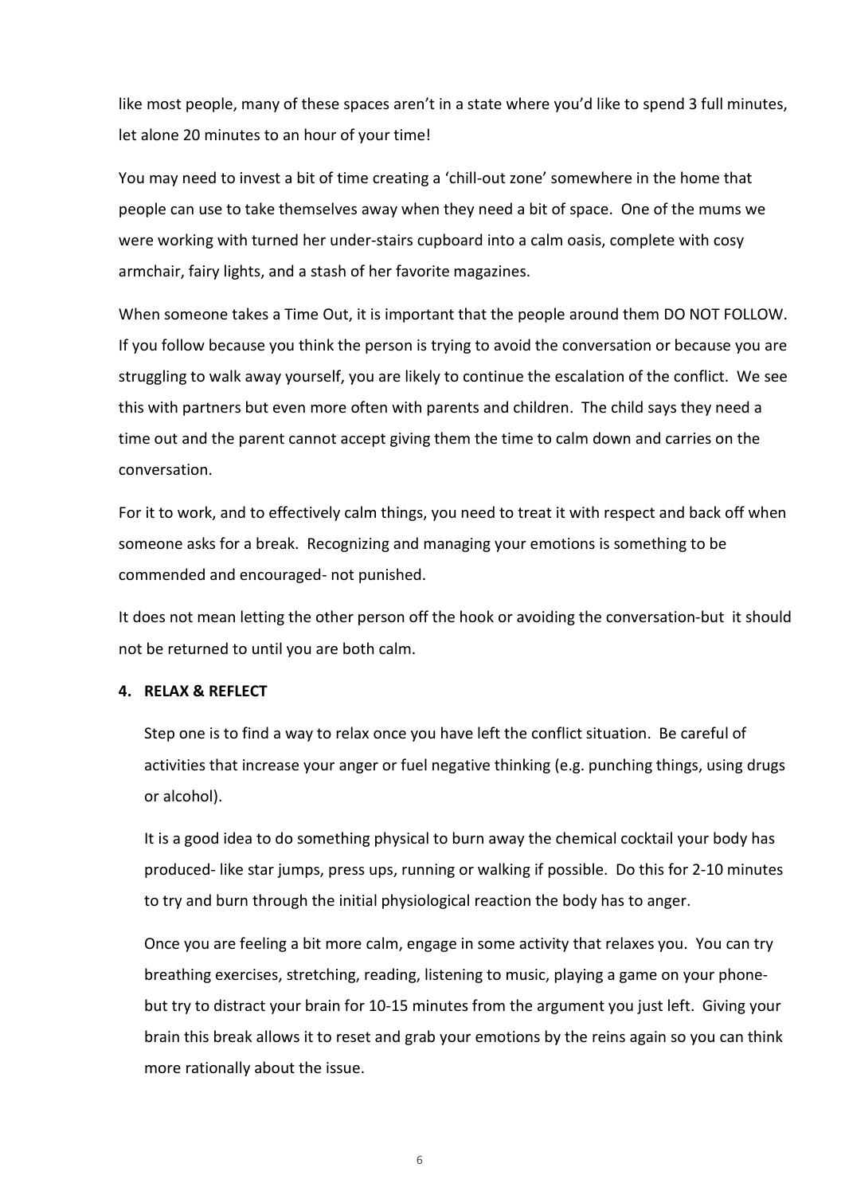like most people, many of these spaces aren't in a state where you'd like to spend 3 full minutes, let alone 20 minutes to an hour of your time!

You may need to invest a bit of time creating a 'chill-out zone' somewhere in the home that people can use to take themselves away when they need a bit of space. One of the mums we were working with turned her under-stairs cupboard into a calm oasis, complete with cosy armchair, fairy lights, and a stash of her favorite magazines.

When someone takes a Time Out, it is important that the people around them DO NOT FOLLOW. If you follow because you think the person is trying to avoid the conversation or because you are struggling to walk away yourself, you are likely to continue the escalation of the conflict. We see this with partners but even more often with parents and children. The child says they need a time out and the parent cannot accept giving them the time to calm down and carries on the conversation.

For it to work, and to effectively calm things, you need to treat it with respect and back off when someone asks for a break. Recognizing and managing your emotions is something to be commended and encouraged- not punished.

It does not mean letting the other person off the hook or avoiding the conversation-but it should not be returned to until you are both calm.

**4. RELAX & REFLECT**

Step one is to find a way to relax once you have left the conflict situation. Be careful of activities that increase your anger or fuel negative thinking (e.g. punching things, using drugs or alcohol).

It is a good idea to do something physical to burn away the chemical cocktail your body has produced- like star jumps, press ups, running or walking if possible. Do this for 2-10 minutes to try and burn through the initial physiological reaction the body has to anger.

Once you are feeling a bit more calm, engage in some activity that relaxes you. You can try breathing exercises, stretching, reading, listening to music, playing a game on your phone- but try to distract your brain for 10-15 minutes from the argument you just left. Giving your brain this break allows it to reset and grab your emotions by the reins again so you can think more rationally about the issue.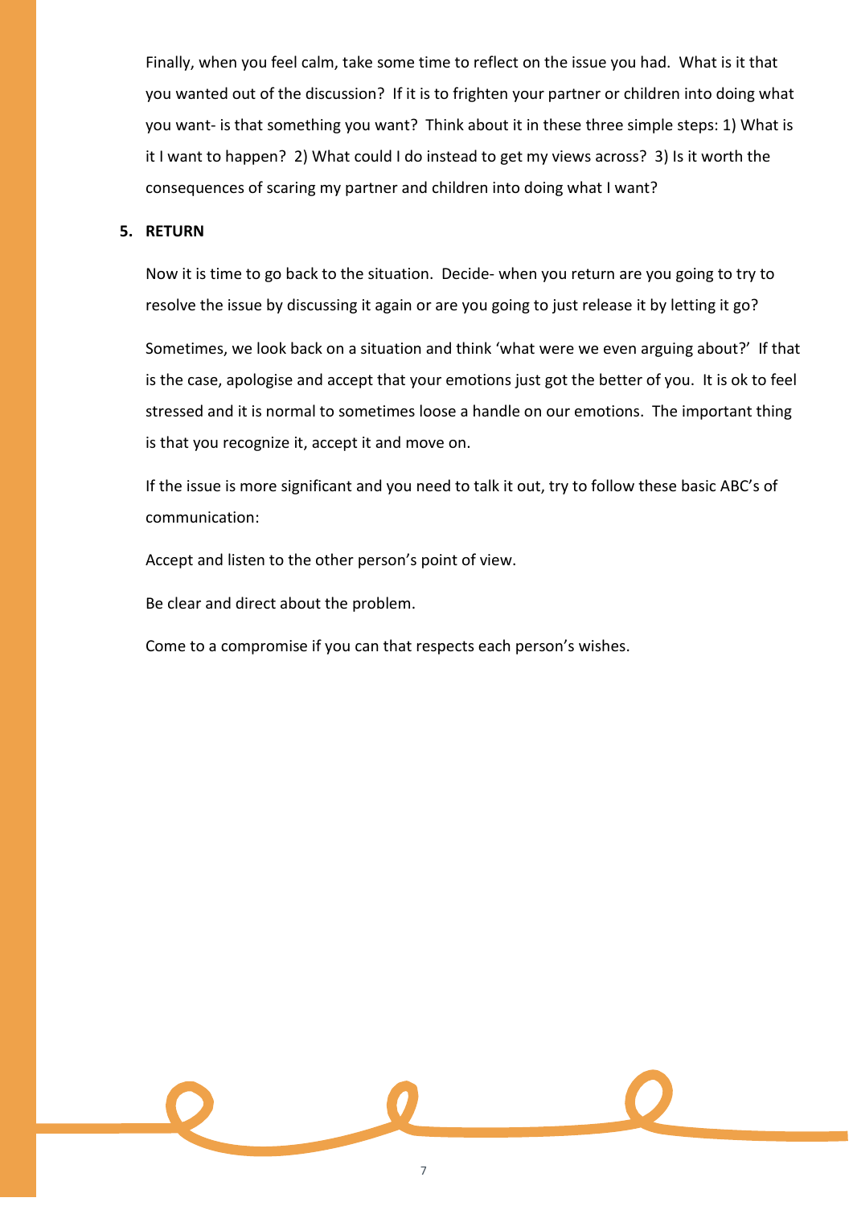Finally, when you feel calm, take some time to reflect on the issue you had. What is it that you wanted out of the discussion? If it is to frighten your partner or children into doing what you want- is that something you want? Think about it in these three simple steps: 1) What is it I want to happen? 2) What could I do instead to get my views across? 3) Is it worth the consequences of scaring my partner and children into doing what I want?

**5. RETURN**

Now it is time to go back to the situation. Decide- when you return are you going to try to resolve the issue by discussing it again or are you going to just release it by letting it go?

Sometimes, we look back on a situation and think 'what were we even arguing about?' If that is the case, apologise and accept that your emotions just got the better of you. It is ok to feel stressed and it is normal to sometimes loose a handle on our emotions. The important thing is that you recognize it, accept it and move on.

If the issue is more significant and you need to talk it out, try to follow these basic ABC's of communication:

Accept and listen to the other person's point of view.

Be clear and direct about the problem.

Come to a compromise if you can that respects each person's wishes.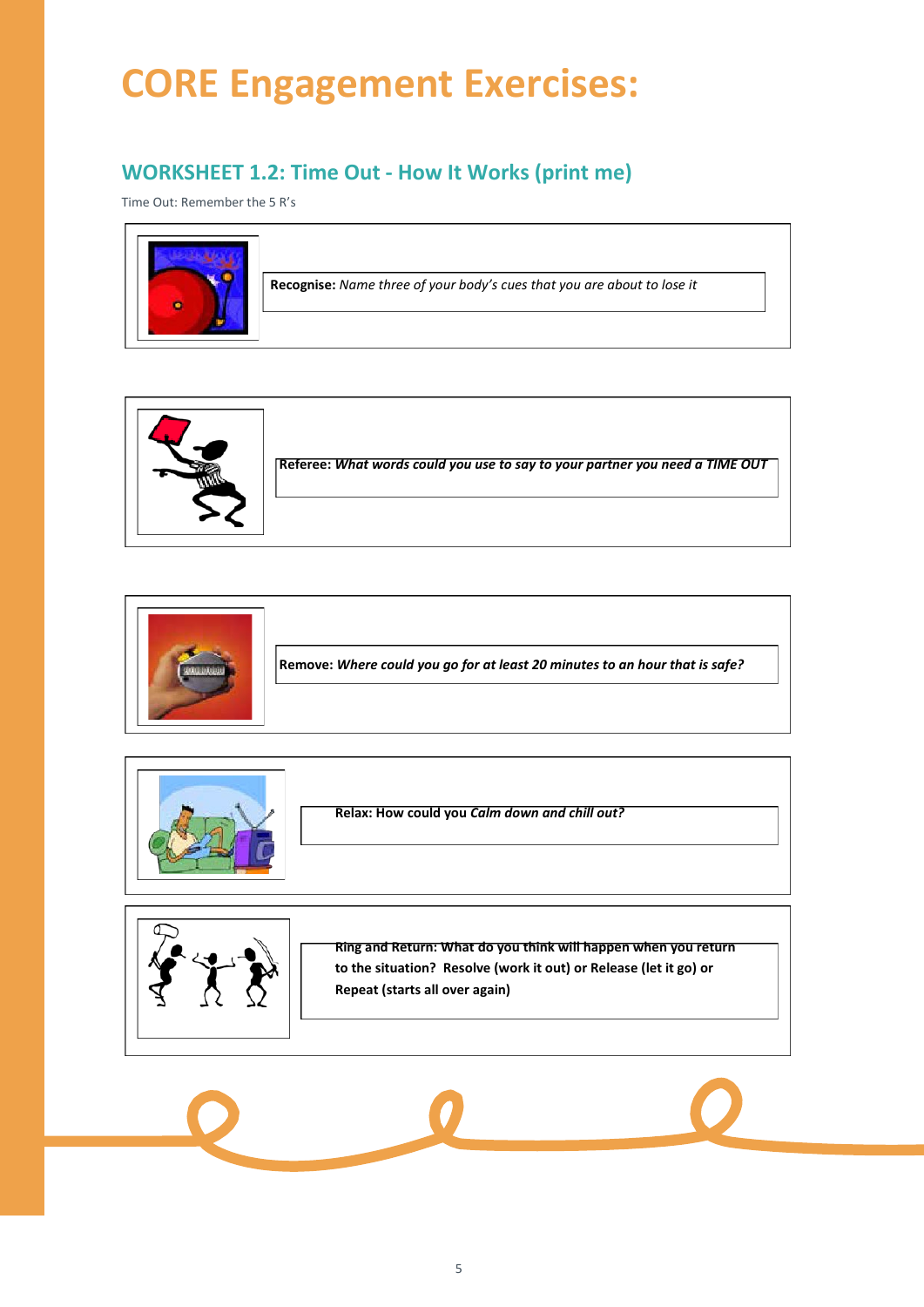# CORE Engagement Exercises:

## WORKSHEET 1.2: Time Out - How It Works (print me)

Time Out: Remember the 5 R's

**Recognise:** *Name three of your body's cues that you are about to lose it*

**Referee:** ***What words could you use to say to your partner you need a TIME OUT***

**Remove:** ***Where could you go for at least 20 minutes to an hour that is safe?***

**Relax: How could you *Calm down and chill out?***

**Ring and Return: What do you think will happen when you return to the situation? Resolve (work it out) or Release (let it go) or Repeat (starts all over again)**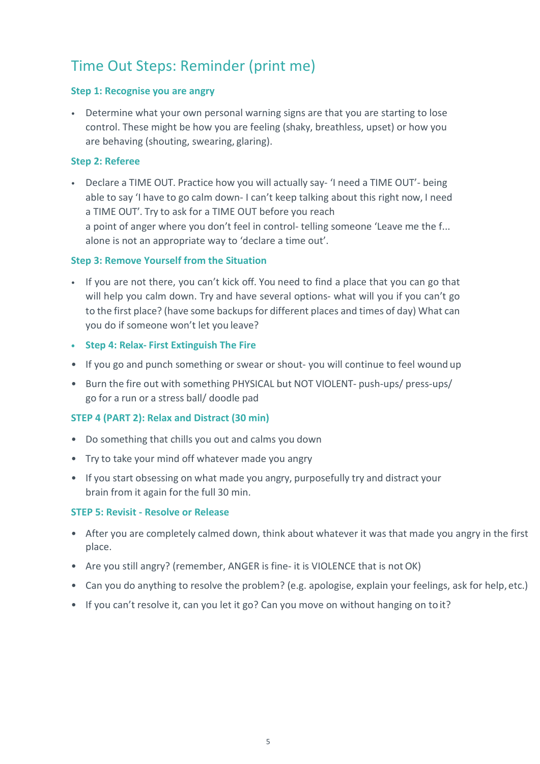## Time Out Steps: Reminder (print me)

### Step 1: Recognise you are angry

- Determine what your own personal warning signs are that you are starting to lose control. These might be how you are feeling (shaky, breathless, upset) or how you are behaving (shouting, swearing, glaring).

### Step 2: Referee

- Declare a TIME OUT. Practice how you will actually say- 'I need a TIME OUT'- being able to say 'I have to go calm down- I can't keep talking about this right now, I need a TIME OUT'. Try to ask for a TIME OUT before you reach a point of anger where you don't feel in control- telling someone 'Leave me the f... alone is not an appropriate way to 'declare a time out'.

### Step 3: Remove Yourself from the Situation

- If you are not there, you can't kick off. You need to find a place that you can go that will help you calm down. Try and have several options- what will you if you can't go to the first place? (have some backups for different places and times of day) What can you do if someone won't let you leave?

### Step 4: Relax- First Extinguish The Fire

- If you go and punch something or swear or shout- you will continue to feel wound up
- Burn the fire out with something PHYSICAL but NOT VIOLENT- push-ups/ press-ups/ go for a run or a stress ball/ doodle pad

### STEP 4 (PART 2): Relax and Distract (30 min)

- Do something that chills you out and calms you down
- Try to take your mind off whatever made you angry
- If you start obsessing on what made you angry, purposefully try and distract your brain from it again for the full 30 min.

### STEP 5: Revisit - Resolve or Release

- After you are completely calmed down, think about whatever it was that made you angry in the first place.
- Are you still angry? (remember, ANGER is fine- it is VIOLENCE that is not OK)
- Can you do anything to resolve the problem? (e.g. apologise, explain your feelings, ask for help, etc.)
- If you can't resolve it, can you let it go? Can you move on without hanging on to it?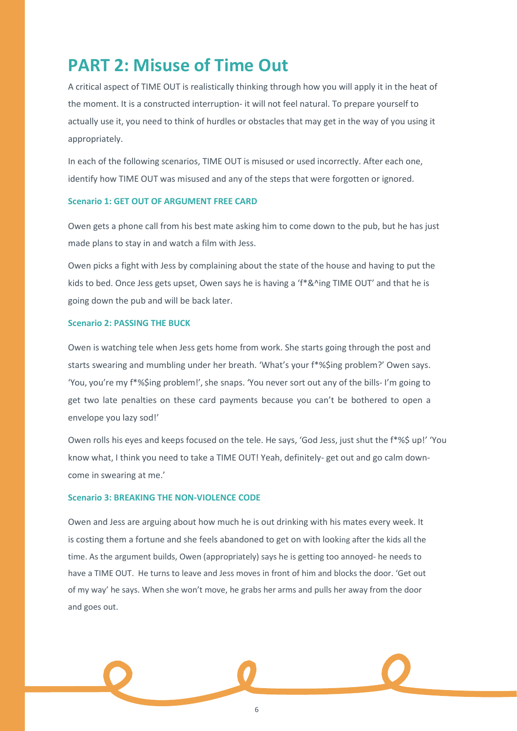# PART 2: Misuse of Time Out

A critical aspect of TIME OUT is realistically thinking through how you will apply it in the heat of the moment. It is a constructed interruption- it will not feel natural. To prepare yourself to actually use it, you need to think of hurdles or obstacles that may get in the way of you using it appropriately.

In each of the following scenarios, TIME OUT is misused or used incorrectly. After each one, identify how TIME OUT was misused and any of the steps that were forgotten or ignored.

### Scenario 1: GET OUT OF ARGUMENT FREE CARD

Owen gets a phone call from his best mate asking him to come down to the pub, but he has just made plans to stay in and watch a film with Jess.

Owen picks a fight with Jess by complaining about the state of the house and having to put the kids to bed. Once Jess gets upset, Owen says he is having a 'f*&^ing TIME OUT' and that he is going down the pub and will be back later.

### Scenario 2: PASSING THE BUCK

Owen is watching tele when Jess gets home from work. She starts going through the post and starts swearing and mumbling under her breath. 'What's your f*%$ing problem?' Owen says. 'You, you're my f*%$ing problem!', she snaps. 'You never sort out any of the bills- I'm going to get two late penalties on these card payments because you can't be bothered to open a envelope you lazy sod!'

Owen rolls his eyes and keeps focused on the tele. He says, 'God Jess, just shut the f*%$ up!' 'You know what, I think you need to take a TIME OUT! Yeah, definitely- get out and go calm down- come in swearing at me.'

### Scenario 3: BREAKING THE NON-VIOLENCE CODE

Owen and Jess are arguing about how much he is out drinking with his mates every week. It is costing them a fortune and she feels abandoned to get on with looking after the kids all the time. As the argument builds, Owen (appropriately) says he is getting too annoyed- he needs to have a TIME OUT. He turns to leave and Jess moves in front of him and blocks the door. 'Get out of my way' he says. When she won't move, he grabs her arms and pulls her away from the door and goes out.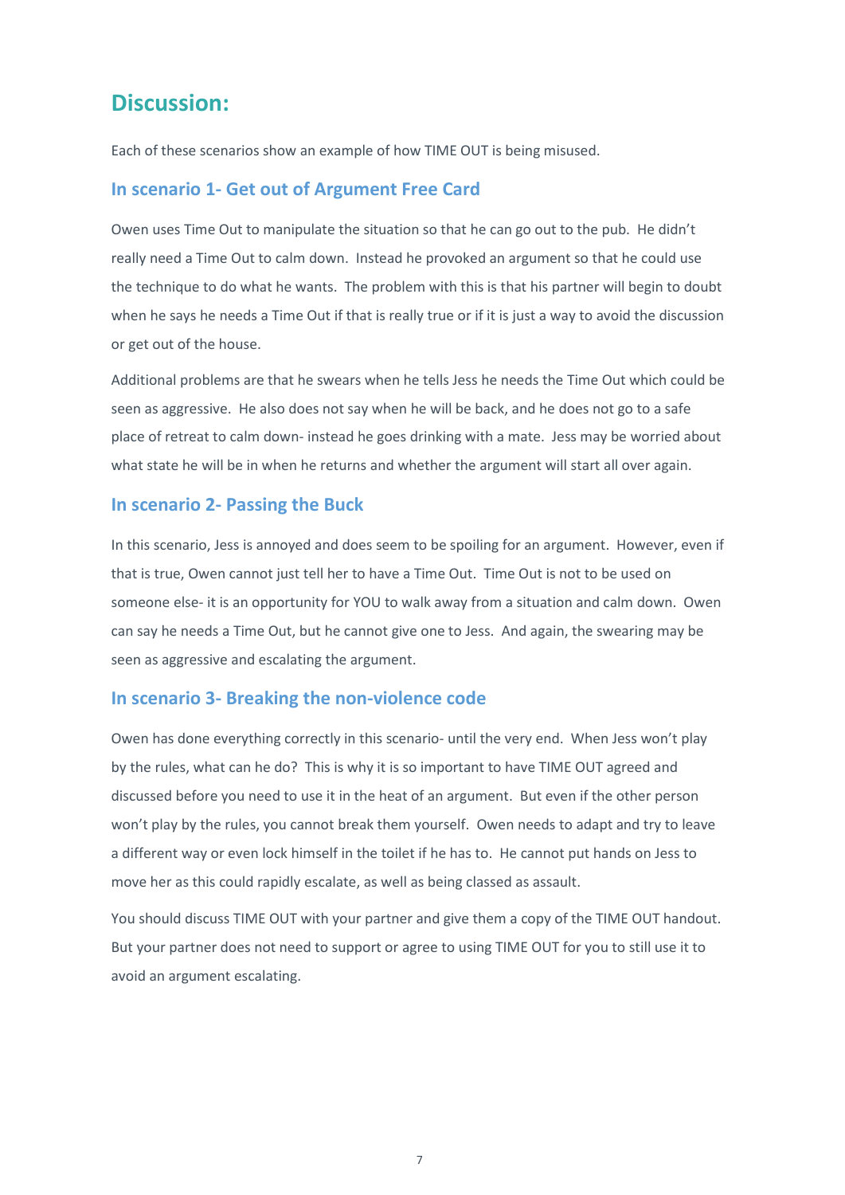# Discussion:

Each of these scenarios show an example of how TIME OUT is being misused.

## In scenario 1- Get out of Argument Free Card

Owen uses Time Out to manipulate the situation so that he can go out to the pub. He didn't really need a Time Out to calm down. Instead he provoked an argument so that he could use the technique to do what he wants. The problem with this is that his partner will begin to doubt when he says he needs a Time Out if that is really true or if it is just a way to avoid the discussion or get out of the house.

Additional problems are that he swears when he tells Jess he needs the Time Out which could be seen as aggressive. He also does not say when he will be back, and he does not go to a safe place of retreat to calm down- instead he goes drinking with a mate. Jess may be worried about what state he will be in when he returns and whether the argument will start all over again.

## In scenario 2- Passing the Buck

In this scenario, Jess is annoyed and does seem to be spoiling for an argument. However, even if that is true, Owen cannot just tell her to have a Time Out. Time Out is not to be used on someone else- it is an opportunity for YOU to walk away from a situation and calm down. Owen can say he needs a Time Out, but he cannot give one to Jess. And again, the swearing may be seen as aggressive and escalating the argument.

## In scenario 3- Breaking the non-violence code

Owen has done everything correctly in this scenario- until the very end. When Jess won't play by the rules, what can he do? This is why it is so important to have TIME OUT agreed and discussed before you need to use it in the heat of an argument. But even if the other person won't play by the rules, you cannot break them yourself. Owen needs to adapt and try to leave a different way or even lock himself in the toilet if he has to. He cannot put hands on Jess to move her as this could rapidly escalate, as well as being classed as assault.

You should discuss TIME OUT with your partner and give them a copy of the TIME OUT handout. But your partner does not need to support or agree to using TIME OUT for you to still use it to avoid an argument escalating.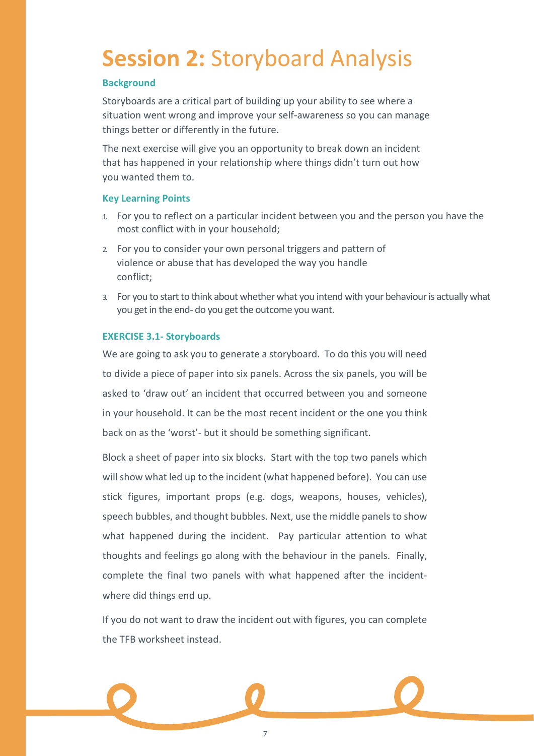# **Session 2:** Storyboard Analysis

### Background

Storyboards are a critical part of building up your ability to see where a situation went wrong and improve your self-awareness so you can manage things better or differently in the future.

The next exercise will give you an opportunity to break down an incident that has happened in your relationship where things didn't turn out how you wanted them to.

### Key Learning Points

1. For you to reflect on a particular incident between you and the person you have the most conflict with in your household;
2. For you to consider your own personal triggers and pattern of violence or abuse that has developed the way you handle conflict;
3. For you to start to think about whether what you intend with your behaviour is actually what you get in the end- do you get the outcome you want.

### EXERCISE 3.1- Storyboards

We are going to ask you to generate a storyboard. To do this you will need to divide a piece of paper into six panels. Across the six panels, you will be asked to 'draw out' an incident that occurred between you and someone in your household. It can be the most recent incident or the one you think back on as the 'worst'- but it should be something significant.

Block a sheet of paper into six blocks. Start with the top two panels which will show what led up to the incident (what happened before). You can use stick figures, important props (e.g. dogs, weapons, houses, vehicles), speech bubbles, and thought bubbles. Next, use the middle panels to show what happened during the incident. Pay particular attention to what thoughts and feelings go along with the behaviour in the panels. Finally, complete the final two panels with what happened after the incident- where did things end up.

If you do not want to draw the incident out with figures, you can complete the TFB worksheet instead.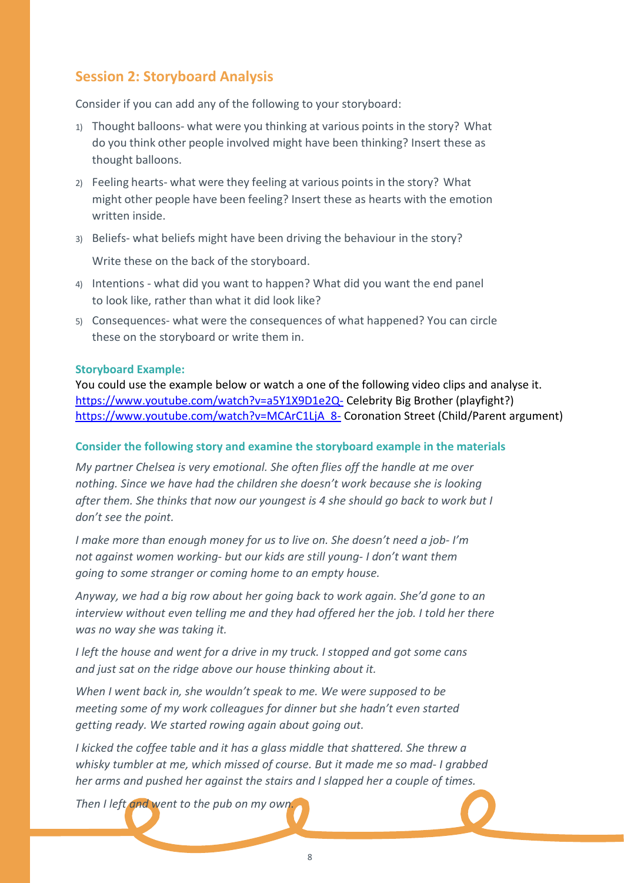## Session 2: Storyboard Analysis

Consider if you can add any of the following to your storyboard:

1) Thought balloons- what were you thinking at various points in the story? What do you think other people involved might have been thinking? Insert these as thought balloons.
2) Feeling hearts- what were they feeling at various points in the story? What might other people have been feeling? Insert these as hearts with the emotion written inside.
3) Beliefs- what beliefs might have been driving the behaviour in the story?

   Write these on the back of the storyboard.
4) Intentions - what did you want to happen? What did you want the end panel to look like, rather than what it did look like?
5) Consequences- what were the consequences of what happened? You can circle these on the storyboard or write them in.

### Storyboard Example:

You could use the example below or watch a one of the following video clips and analyse it.
https://www.youtube.com/watch?v=a5Y1X9D1e2Q- Celebrity Big Brother (playfight?)
https://www.youtube.com/watch?v=MCArC1LjA_8- Coronation Street (Child/Parent argument)

### Consider the following story and examine the storyboard example in the materials

*My partner Chelsea is very emotional. She often flies off the handle at me over nothing. Since we have had the children she doesn't work because she is looking after them. She thinks that now our youngest is 4 she should go back to work but I don't see the point.*

*I make more than enough money for us to live on. She doesn't need a job- I'm not against women working- but our kids are still young- I don't want them going to some stranger or coming home to an empty house.*

*Anyway, we had a big row about her going back to work again. She'd gone to an interview without even telling me and they had offered her the job. I told her there was no way she was taking it.*

*I left the house and went for a drive in my truck. I stopped and got some cans and just sat on the ridge above our house thinking about it.*

*When I went back in, she wouldn't speak to me. We were supposed to be meeting some of my work colleagues for dinner but she hadn't even started getting ready. We started rowing again about going out.*

*I kicked the coffee table and it has a glass middle that shattered. She threw a whisky tumbler at me, which missed of course. But it made me so mad- I grabbed her arms and pushed her against the stairs and I slapped her a couple of times.*

*Then I left and went to the pub on my own.*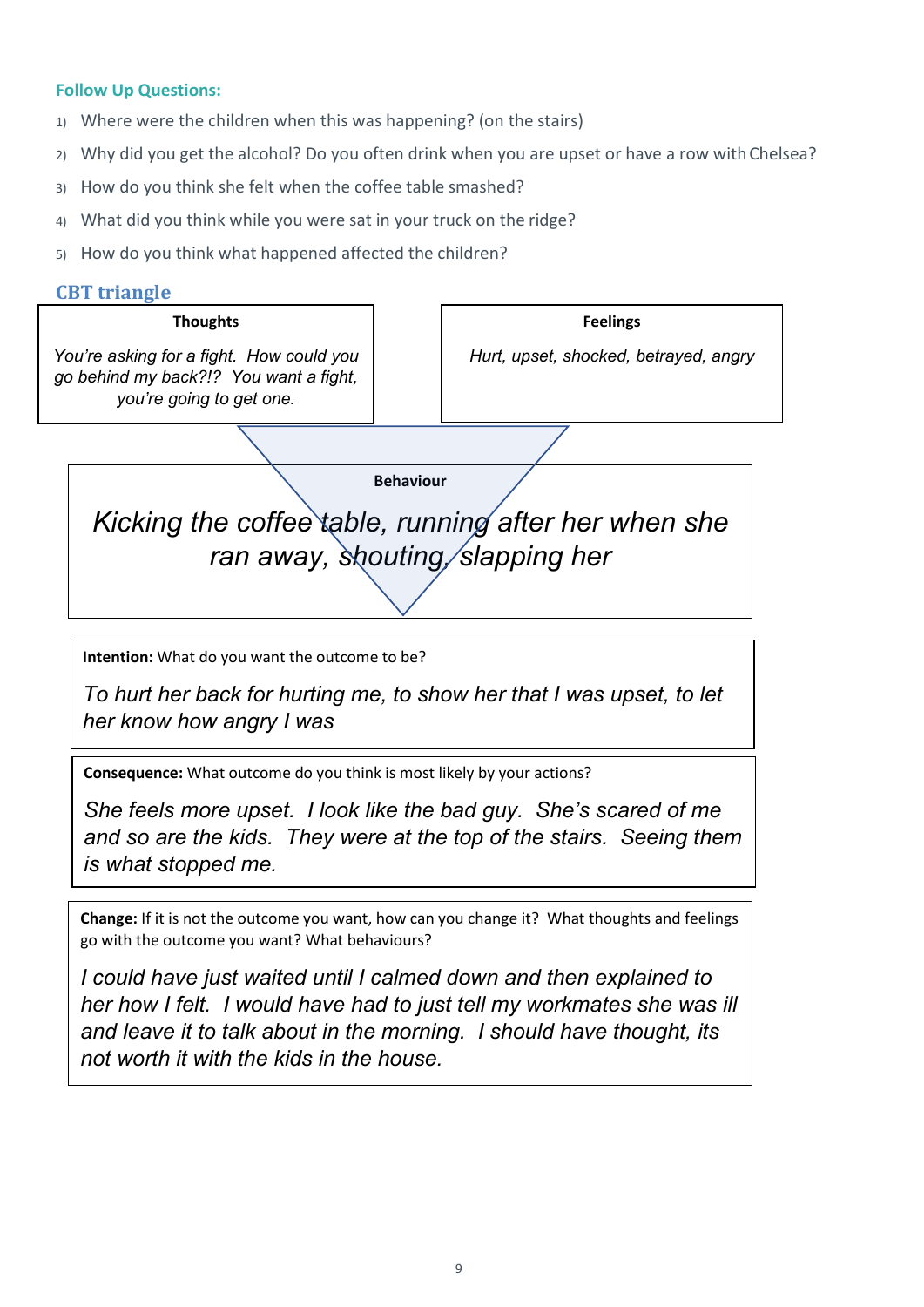### Follow Up Questions:

1) Where were the children when this was happening? (on the stairs)
2) Why did you get the alcohol? Do you often drink when you are upset or have a row with Chelsea?
3) How do you think she felt when the coffee table smashed?
4) What did you think while you were sat in your truck on the ridge?
5) How do you think what happened affected the children?

### CBT triangle

**Thoughts**

*You're asking for a fight. How could you go behind my back?!? You want a fight, you're going to get one.*

**Feelings**

*Hurt, upset, shocked, betrayed, angry*

**Behaviour**

*Kicking the coffee table, running after her when she ran away, shouting, slapping her*

**Intention:** What do you want the outcome to be?

*To hurt her back for hurting me, to show her that I was upset, to let her know how angry I was*

**Consequence:** What outcome do you think is most likely by your actions?

*She feels more upset. I look like the bad guy. She's scared of me and so are the kids. They were at the top of the stairs. Seeing them is what stopped me.*

**Change:** If it is not the outcome you want, how can you change it? What thoughts and feelings go with the outcome you want? What behaviours?

*I could have just waited until I calmed down and then explained to her how I felt. I would have had to just tell my workmates she was ill and leave it to talk about in the morning. I should have thought, its not worth it with the kids in the house.*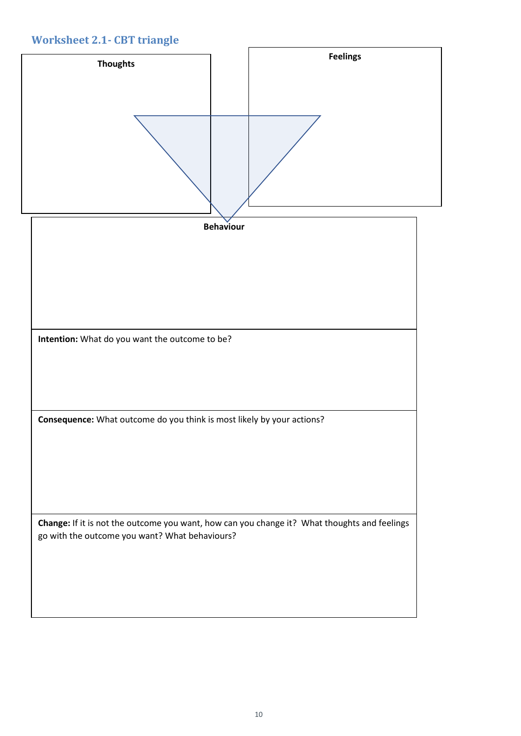### Worksheet 2.1- CBT triangle

**Thoughts**

**Feelings**

**Behaviour**

**Intention:** What do you want the outcome to be?

**Consequence:** What outcome do you think is most likely by your actions?

**Change:** If it is not the outcome you want, how can you change it? What thoughts and feelings go with the outcome you want? What behaviours?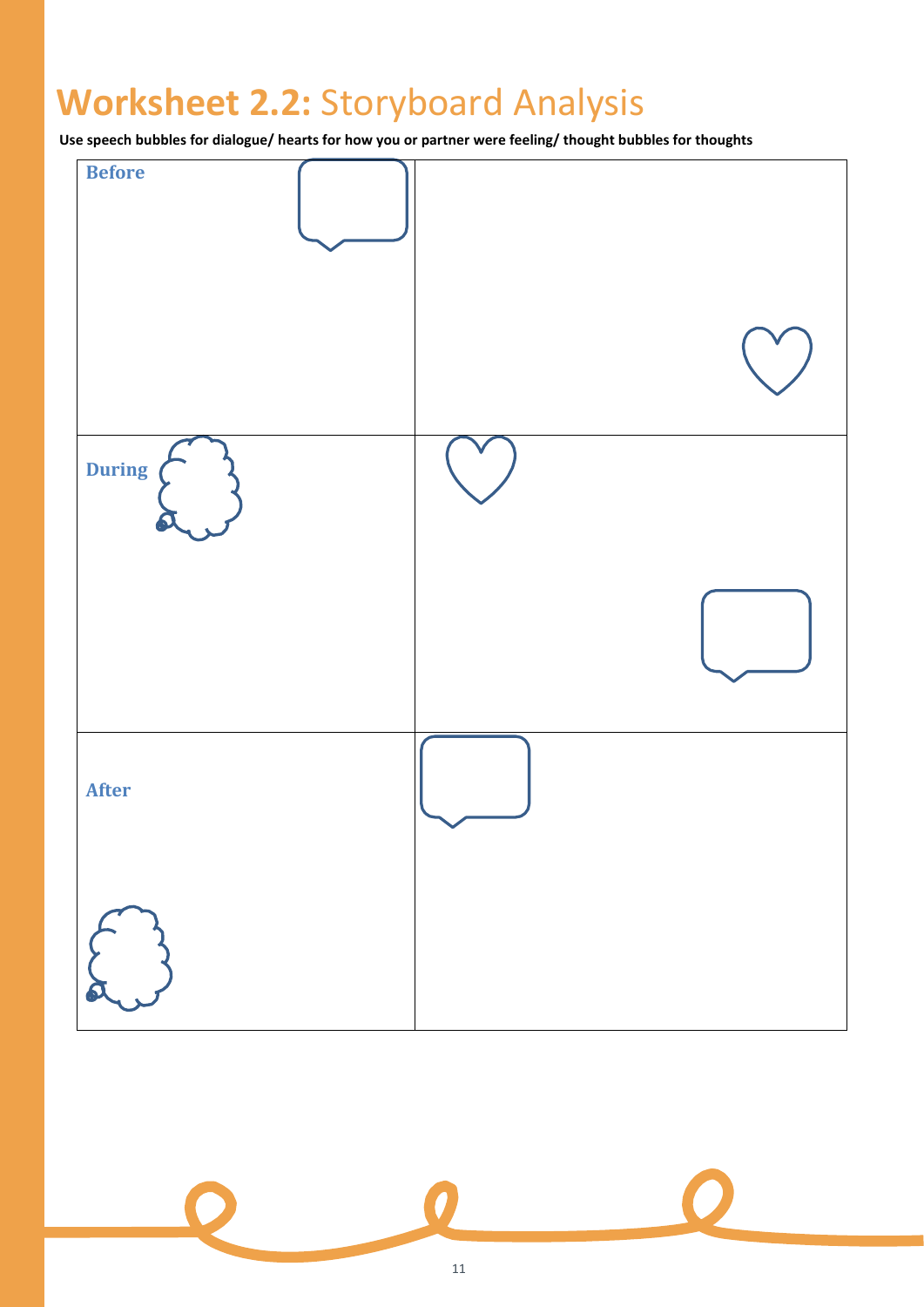# **Worksheet 2.2:** Storyboard Analysis

**Use speech bubbles for dialogue/ hearts for how you or partner were feeling/ thought bubbles for thoughts**

| | |
|---|---|
| **Before** | |
| **During** | |
| **After** | |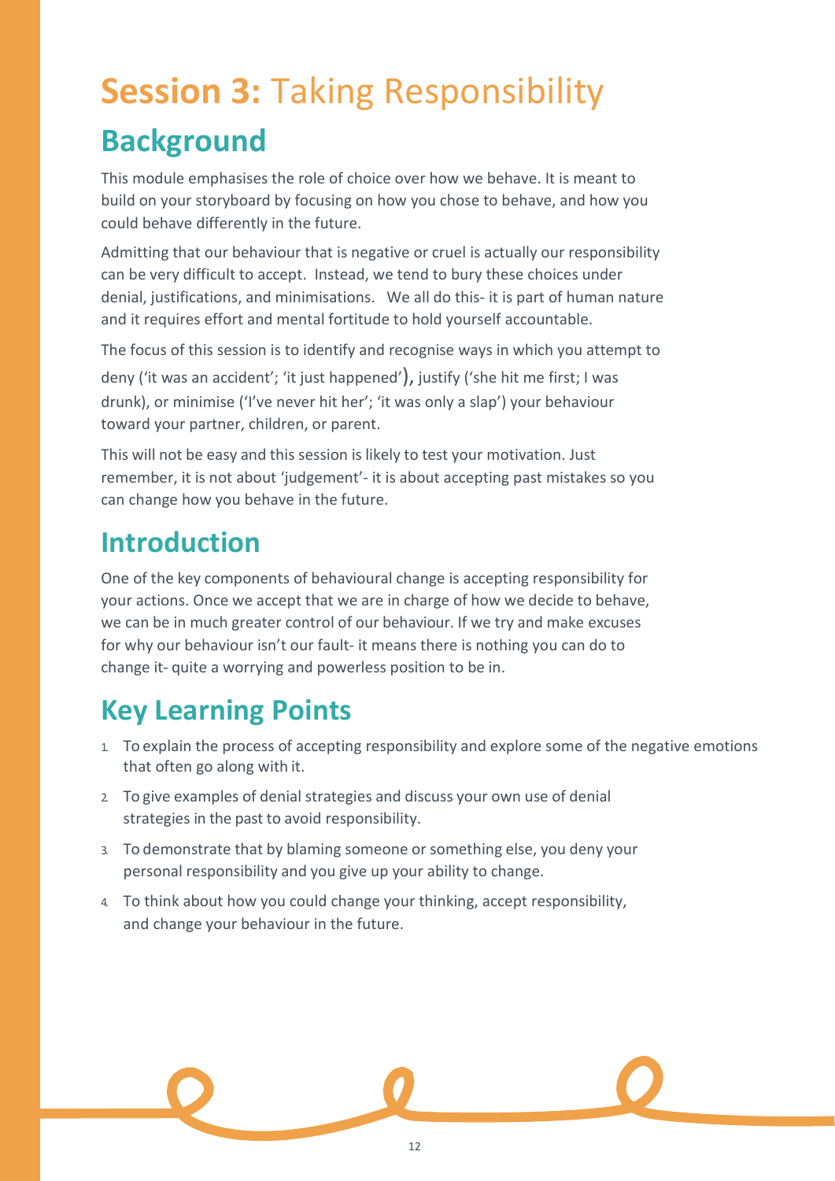# **Session 3:** Taking Responsibility

## Background

This module emphasises the role of choice over how we behave. It is meant to build on your storyboard by focusing on how you chose to behave, and how you could behave differently in the future.

Admitting that our behaviour that is negative or cruel is actually our responsibility can be very difficult to accept. Instead, we tend to bury these choices under denial, justifications, and minimisations. We all do this- it is part of human nature and it requires effort and mental fortitude to hold yourself accountable.

The focus of this session is to identify and recognise ways in which you attempt to deny ('it was an accident'; 'it just happened'), justify ('she hit me first; I was drunk), or minimise ('I've never hit her'; 'it was only a slap') your behaviour toward your partner, children, or parent.

This will not be easy and this session is likely to test your motivation. Just remember, it is not about 'judgement'- it is about accepting past mistakes so you can change how you behave in the future.

## Introduction

One of the key components of behavioural change is accepting responsibility for your actions. Once we accept that we are in charge of how we decide to behave, we can be in much greater control of our behaviour. If we try and make excuses for why our behaviour isn't our fault- it means there is nothing you can do to change it- quite a worrying and powerless position to be in.

## Key Learning Points

1. To explain the process of accepting responsibility and explore some of the negative emotions that often go along with it.
2. To give examples of denial strategies and discuss your own use of denial strategies in the past to avoid responsibility.
3. To demonstrate that by blaming someone or something else, you deny your personal responsibility and you give up your ability to change.
4. To think about how you could change your thinking, accept responsibility, and change your behaviour in the future.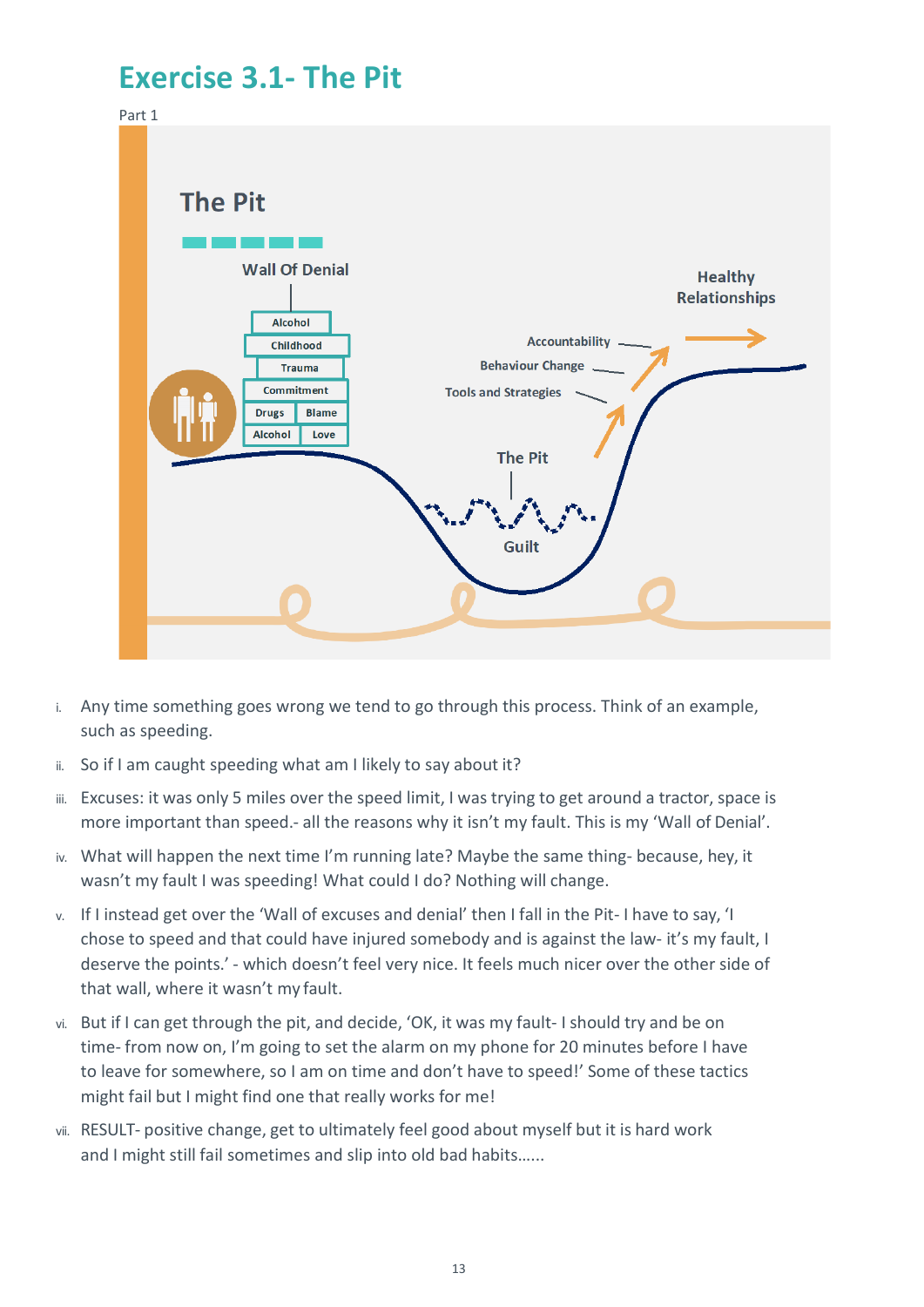# Exercise 3.1- The Pit

Part 1

The Pit

Wall Of Denial

Alcohol
Childhood
Trauma
Commitment
Drugs
Blame
Alcohol
Love

Healthy Relationships

Accountability
Behaviour Change
Tools and Strategies

The Pit

Guilt

i. Any time something goes wrong we tend to go through this process. Think of an example, such as speeding.
ii. So if I am caught speeding what am I likely to say about it?
iii. Excuses: it was only 5 miles over the speed limit, I was trying to get around a tractor, space is more important than speed.- all the reasons why it isn't my fault. This is my 'Wall of Denial'.
iv. What will happen the next time I'm running late? Maybe the same thing- because, hey, it wasn't my fault I was speeding! What could I do? Nothing will change.
v. If I instead get over the 'Wall of excuses and denial' then I fall in the Pit- I have to say, 'I chose to speed and that could have injured somebody and is against the law- it's my fault, I deserve the points.' - which doesn't feel very nice. It feels much nicer over the other side of that wall, where it wasn't my fault.
vi. But if I can get through the pit, and decide, 'OK, it was my fault- I should try and be on time- from now on, I'm going to set the alarm on my phone for 20 minutes before I have to leave for somewhere, so I am on time and don't have to speed!' Some of these tactics might fail but I might find one that really works for me!
vii. RESULT- positive change, get to ultimately feel good about myself but it is hard work and I might still fail sometimes and slip into old bad habits……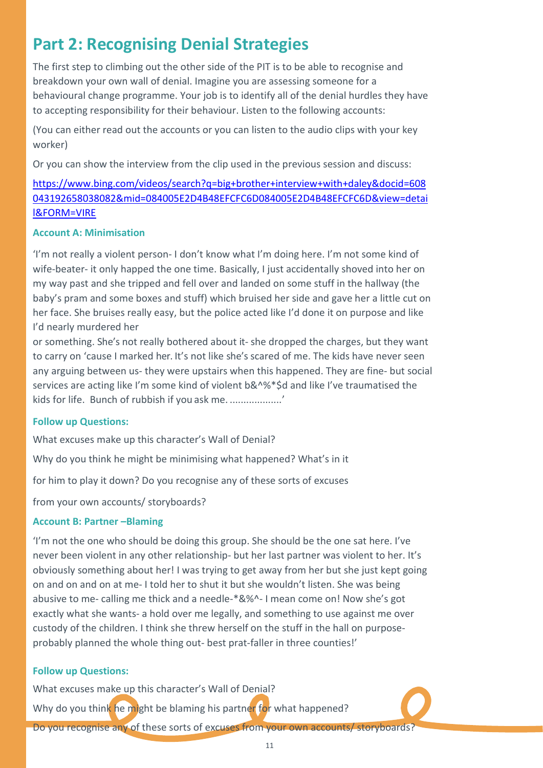# Part 2: Recognising Denial Strategies

The first step to climbing out the other side of the PIT is to be able to recognise and breakdown your own wall of denial. Imagine you are assessing someone for a behavioural change programme. Your job is to identify all of the denial hurdles they have to accepting responsibility for their behaviour. Listen to the following accounts:

(You can either read out the accounts or you can listen to the audio clips with your key worker)

Or you can show the interview from the clip used in the previous session and discuss:

[https://www.bing.com/videos/search?q=big+brother+interview+with+daley&docid=608043192658038082&mid=084005E2D4B48EFCFC6D084005E2D4B48EFCFC6D&view=detail&FORM=VIRE](https://www.bing.com/videos/search?q=big+brother+interview+with+daley&docid=608043192658038082&mid=084005E2D4B48EFCFC6D084005E2D4B48EFCFC6D&view=detail&FORM=VIRE)

### Account A: Minimisation

'I'm not really a violent person- I don't know what I'm doing here. I'm not some kind of wife-beater- it only happed the one time. Basically, I just accidentally shoved into her on my way past and she tripped and fell over and landed on some stuff in the hallway (the baby's pram and some boxes and stuff) which bruised her side and gave her a little cut on her face. She bruises really easy, but the police acted like I'd done it on purpose and like I'd nearly murdered her
or something. She's not really bothered about it- she dropped the charges, but they want to carry on 'cause I marked her. It's not like she's scared of me. The kids have never seen any arguing between us- they were upstairs when this happened. They are fine- but social services are acting like I'm some kind of violent b&^%*$d and like I've traumatised the kids for life. Bunch of rubbish if you ask me. ...................'

### Follow up Questions:

What excuses make up this character's Wall of Denial?

Why do you think he might be minimising what happened? What's in it

for him to play it down? Do you recognise any of these sorts of excuses

from your own accounts/ storyboards?

### Account B: Partner –Blaming

'I'm not the one who should be doing this group. She should be the one sat here. I've never been violent in any other relationship- but her last partner was violent to her. It's obviously something about her! I was trying to get away from her but she just kept going on and on and on at me- I told her to shut it but she wouldn't listen. She was being abusive to me- calling me thick and a needle-*&%^- I mean come on! Now she's got exactly what she wants- a hold over me legally, and something to use against me over custody of the children. I think she threw herself on the stuff in the hall on purpose- probably planned the whole thing out- best prat-faller in three counties!'

### Follow up Questions:

What excuses make up this character's Wall of Denial?

Why do you think he might be blaming his partner for what happened?

Do you recognise any of these sorts of excuses from your own accounts/ storyboards?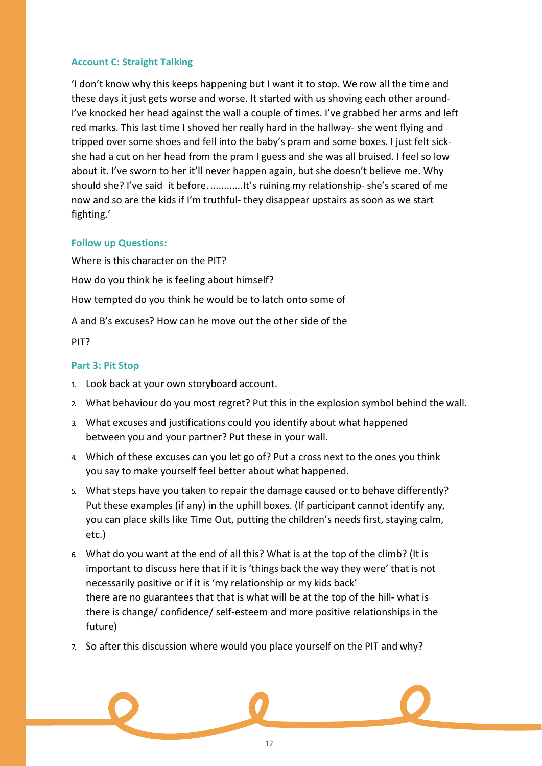### Account C: Straight Talking

'I don't know why this keeps happening but I want it to stop. We row all the time and these days it just gets worse and worse. It started with us shoving each other around- I've knocked her head against the wall a couple of times. I've grabbed her arms and left red marks. This last time I shoved her really hard in the hallway- she went flying and tripped over some shoes and fell into the baby's pram and some boxes. I just felt sick- she had a cut on her head from the pram I guess and she was all bruised. I feel so low about it. I've sworn to her it'll never happen again, but she doesn't believe me. Why should she? I've said it before. ............It's ruining my relationship- she's scared of me now and so are the kids if I'm truthful- they disappear upstairs as soon as we start fighting.'

### Follow up Questions:

Where is this character on the PIT?

How do you think he is feeling about himself?

How tempted do you think he would be to latch onto some of A and B's excuses? How can he move out the other side of the PIT?

### Part 3: Pit Stop

1. Look back at your own storyboard account.
2. What behaviour do you most regret? Put this in the explosion symbol behind the wall.
3. What excuses and justifications could you identify about what happened between you and your partner? Put these in your wall.
4. Which of these excuses can you let go of? Put a cross next to the ones you think you say to make yourself feel better about what happened.
5. What steps have you taken to repair the damage caused or to behave differently? Put these examples (if any) in the uphill boxes. (If participant cannot identify any, you can place skills like Time Out, putting the children's needs first, staying calm, etc.)
6. What do you want at the end of all this? What is at the top of the climb? (It is important to discuss here that if it is 'things back the way they were' that is not necessarily positive or if it is 'my relationship or my kids back' there are no guarantees that that is what will be at the top of the hill- what is there is change/ confidence/ self-esteem and more positive relationships in the future)
7. So after this discussion where would you place yourself on the PIT and why?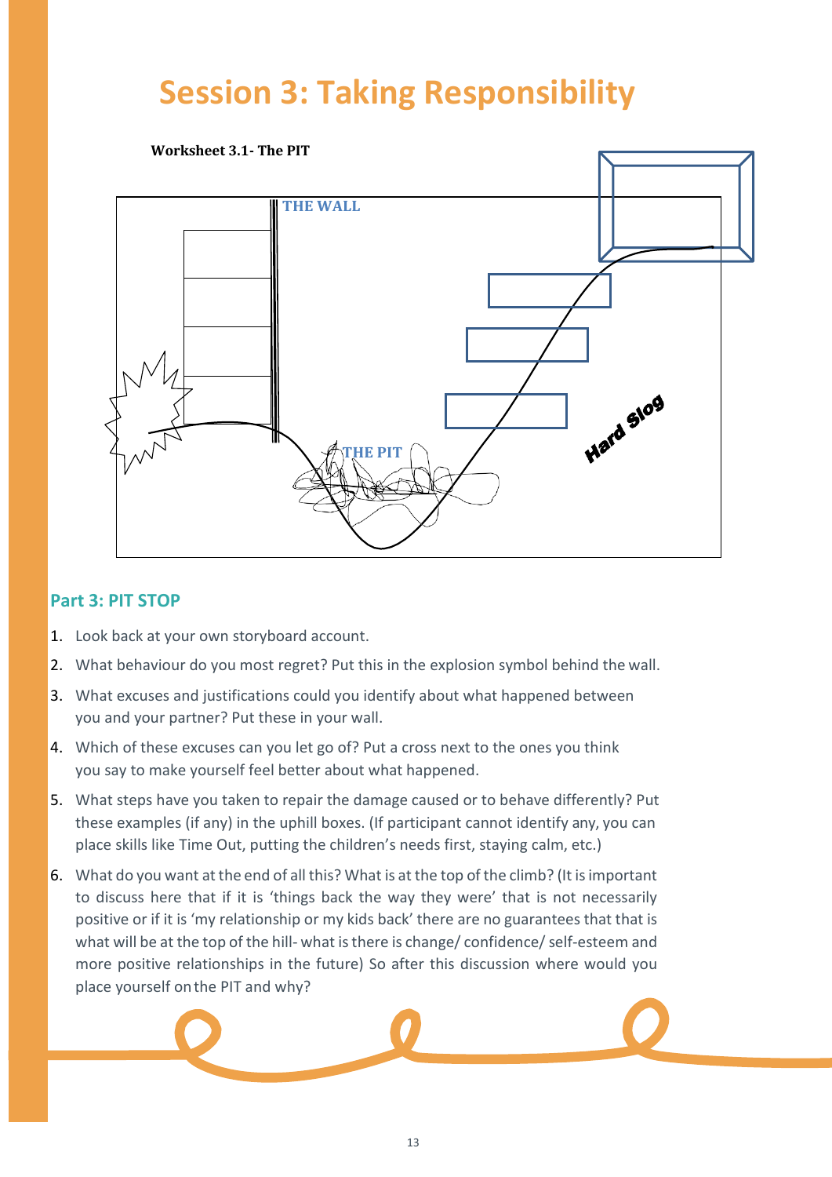# Session 3: Taking Responsibility

**Worksheet 3.1- The PIT**

THE WALL

THE PIT

Hard slog

## Part 3: PIT STOP

1. Look back at your own storyboard account.
2. What behaviour do you most regret? Put this in the explosion symbol behind the wall.
3. What excuses and justifications could you identify about what happened between you and your partner? Put these in your wall.
4. Which of these excuses can you let go of? Put a cross next to the ones you think you say to make yourself feel better about what happened.
5. What steps have you taken to repair the damage caused or to behave differently? Put these examples (if any) in the uphill boxes. (If participant cannot identify any, you can place skills like Time Out, putting the children's needs first, staying calm, etc.)
6. What do you want at the end of all this? What is at the top of the climb? (It is important to discuss here that if it is 'things back the way they were' that is not necessarily positive or if it is 'my relationship or my kids back' there are no guarantees that that is what will be at the top of the hill- what is there is change/ confidence/ self-esteem and more positive relationships in the future) So after this discussion where would you place yourself on the PIT and why?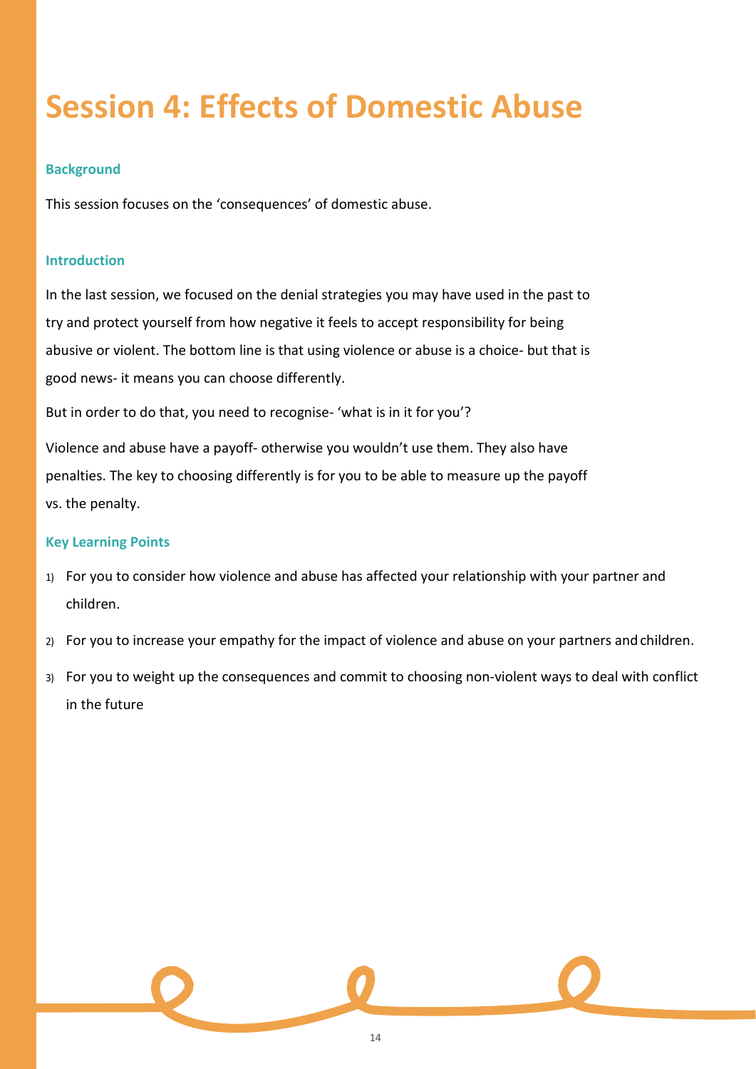# Session 4: Effects of Domestic Abuse

### Background

This session focuses on the 'consequences' of domestic abuse.

### Introduction

In the last session, we focused on the denial strategies you may have used in the past to try and protect yourself from how negative it feels to accept responsibility for being abusive or violent. The bottom line is that using violence or abuse is a choice- but that is good news- it means you can choose differently.

But in order to do that, you need to recognise- 'what is in it for you'?

Violence and abuse have a payoff- otherwise you wouldn't use them. They also have penalties. The key to choosing differently is for you to be able to measure up the payoff vs. the penalty.

### Key Learning Points

1) For you to consider how violence and abuse has affected your relationship with your partner and children.
2) For you to increase your empathy for the impact of violence and abuse on your partners and children.
3) For you to weight up the consequences and commit to choosing non-violent ways to deal with conflict in the future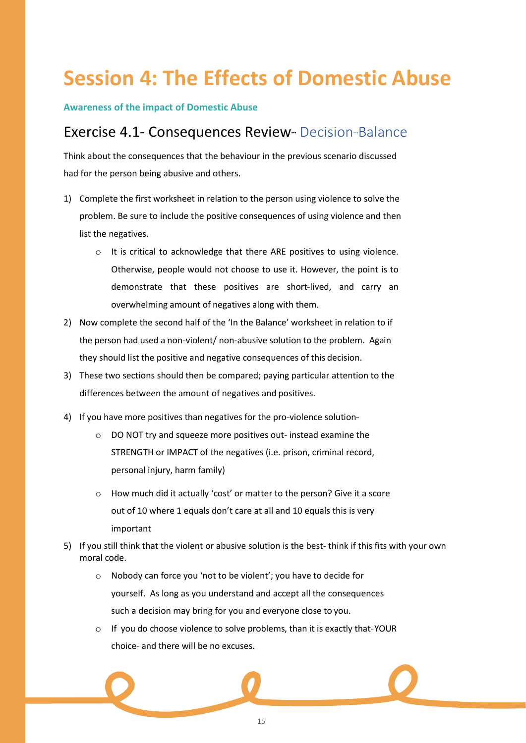# Session 4: The Effects of Domestic Abuse

**Awareness of the impact of Domestic Abuse**

## Exercise 4.1- Consequences Review– Decision–Balance

Think about the consequences that the behaviour in the previous scenario discussed had for the person being abusive and others.

1) Complete the first worksheet in relation to the person using violence to solve the problem. Be sure to include the positive consequences of using violence and then list the negatives.
   - It is critical to acknowledge that there ARE positives to using violence. Otherwise, people would not choose to use it. However, the point is to demonstrate that these positives are short–lived, and carry an overwhelming amount of negatives along with them.
2) Now complete the second half of the 'In the Balance' worksheet in relation to if the person had used a non–violent/ non–abusive solution to the problem. Again they should list the positive and negative consequences of this decision.
3) These two sections should then be compared; paying particular attention to the differences between the amount of negatives and positives.
4) If you have more positives than negatives for the pro–violence solution–
   - DO NOT try and squeeze more positives out- instead examine the STRENGTH or IMPACT of the negatives (i.e. prison, criminal record, personal injury, harm family)
   - How much did it actually 'cost' or matter to the person? Give it a score out of 10 where 1 equals don't care at all and 10 equals this is very important
5) If you still think that the violent or abusive solution is the best- think if this fits with your own moral code.
   - Nobody can force you 'not to be violent'; you have to decide for yourself. As long as you understand and accept all the consequences such a decision may bring for you and everyone close to you.
   - If you do choose violence to solve problems, than it is exactly that–YOUR choice– and there will be no excuses.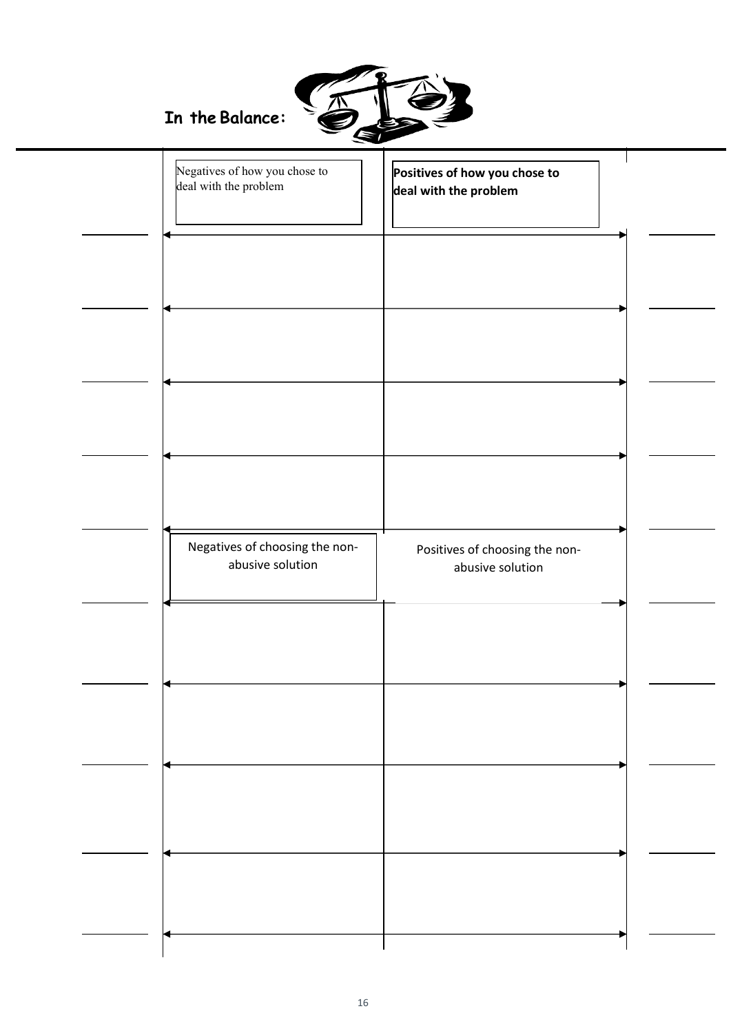## In the Balance:

| Negatives of how you chose to deal with the problem | **Positives of how you chose to deal with the problem** |
| --- | --- |
| | |
| | |
| | |
| | |

| Negatives of choosing the non-abusive solution | Positives of choosing the non-abusive solution |
| --- | --- |
| | |
| | |
| | |
| | |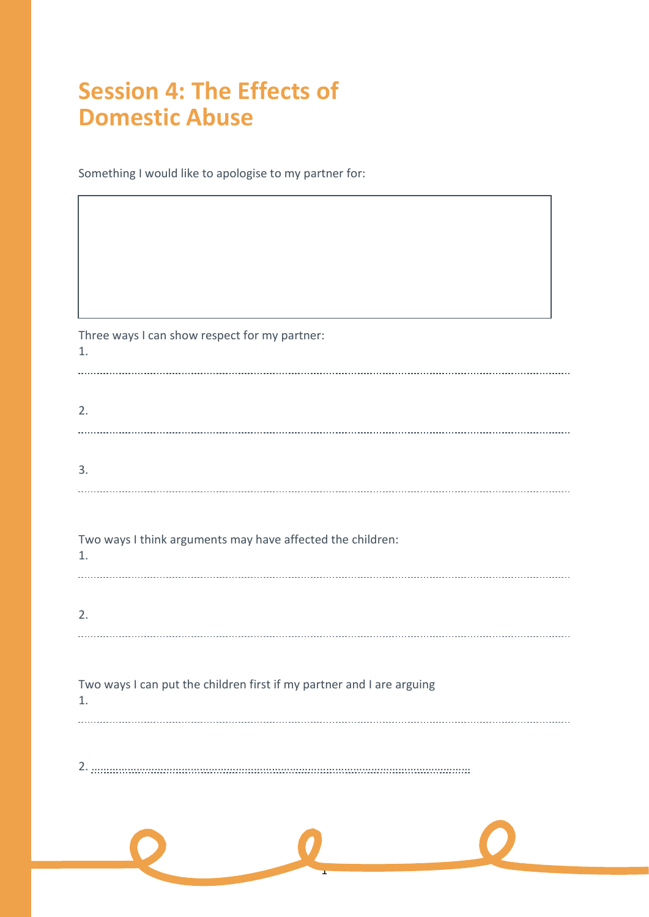# Session 4: The Effects of Domestic Abuse

Something I would like to apologise to my partner for:

Three ways I can show respect for my partner:

1.

2.

3.

Two ways I think arguments may have affected the children:

1.

2.

Two ways I can put the children first if my partner and I are arguing

1.

2.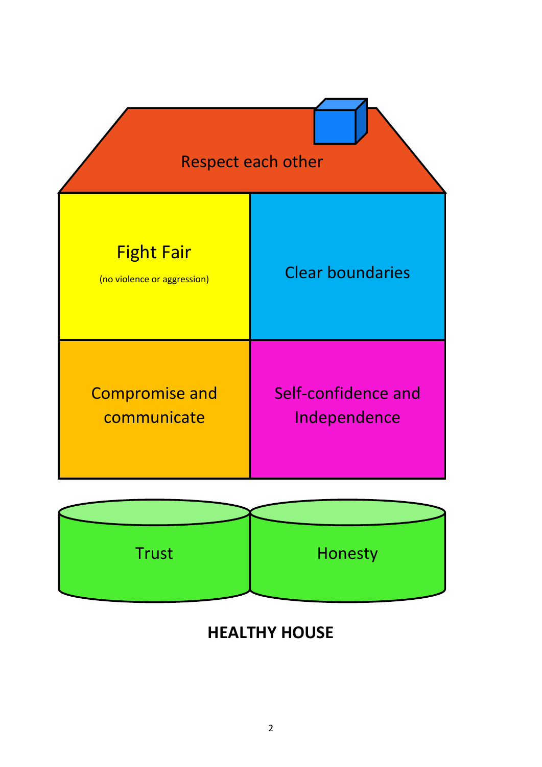Respect each other

Fight Fair

(no violence or aggression)

Clear boundaries

Compromise and communicate

Self-confidence and Independence

Trust

Honesty

**HEALTHY HOUSE**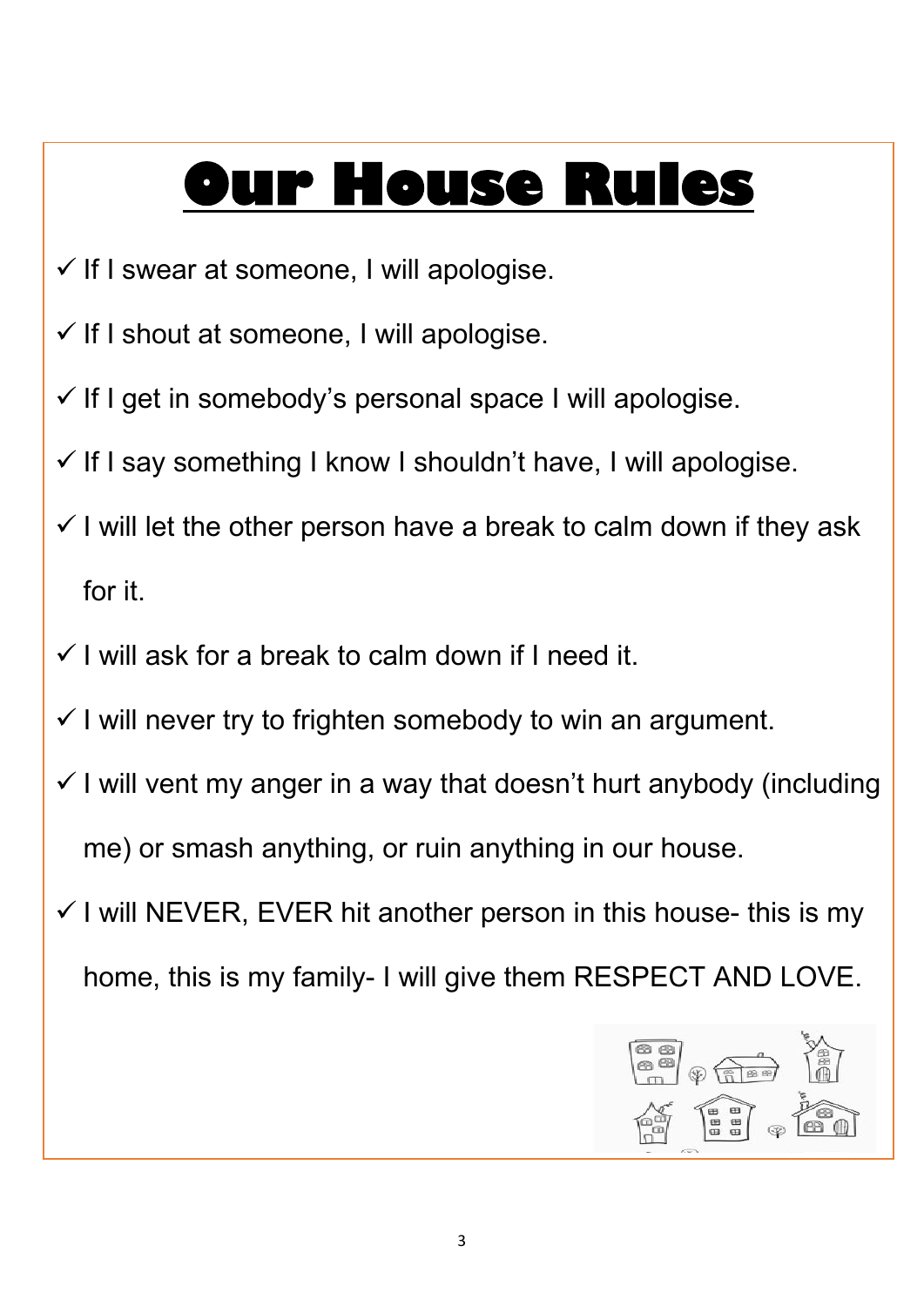# Our House Rules

- ✓ If I swear at someone, I will apologise.
- ✓ If I shout at someone, I will apologise.
- ✓ If I get in somebody's personal space I will apologise.
- ✓ If I say something I know I shouldn't have, I will apologise.
- ✓ I will let the other person have a break to calm down if they ask for it.
- ✓ I will ask for a break to calm down if I need it.
- ✓ I will never try to frighten somebody to win an argument.
- ✓ I will vent my anger in a way that doesn't hurt anybody (including me) or smash anything, or ruin anything in our house.
- ✓ I will NEVER, EVER hit another person in this house- this is my home, this is my family- I will give them RESPECT AND LOVE.